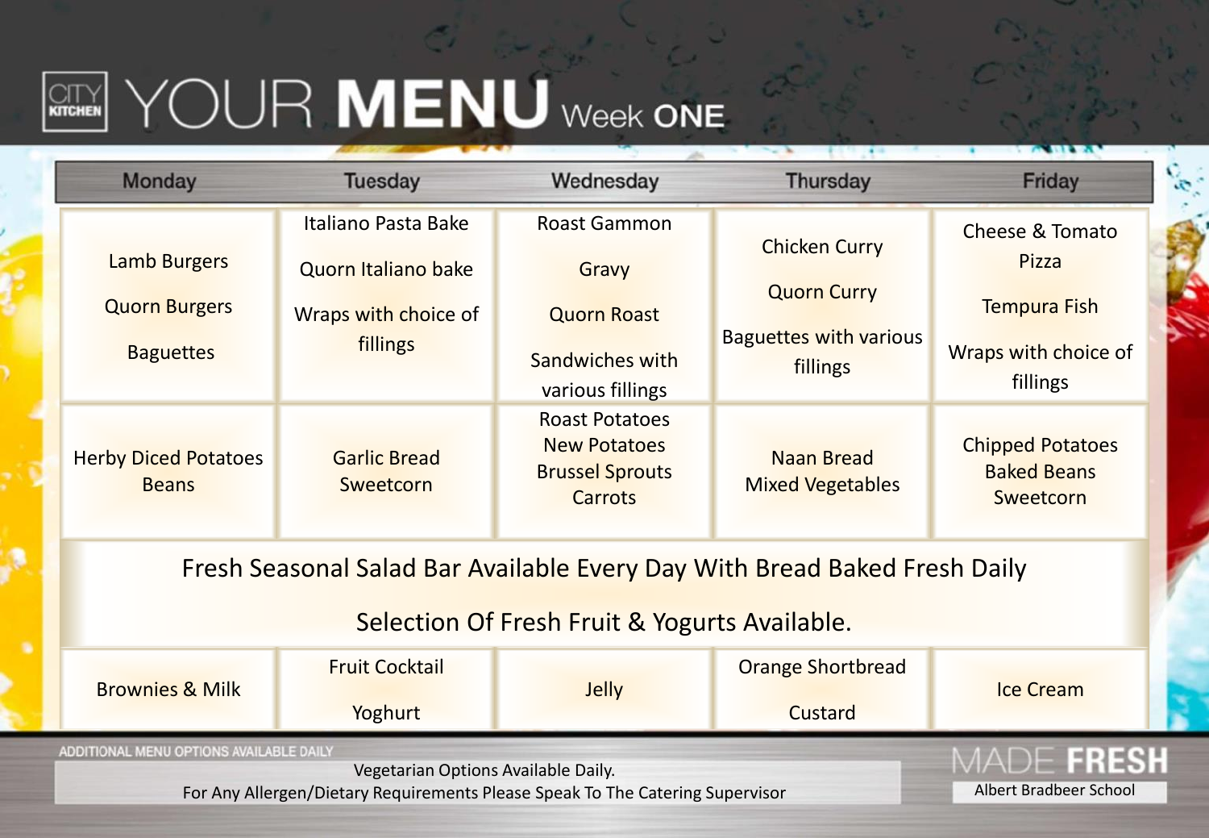# CITY KITCHEN YOUR MENU Week ONE

| Monday | Tuesday | Wednesday | Thursday | Friday |
|---|---|---|---|---|
| Lamb Burgers<br>Quorn Burgers<br>Baguettes | Italiano Pasta Bake<br>Quorn Italiano bake<br>Wraps with choice of fillings | Roast Gammon<br>Gravy<br>Quorn Roast<br>Sandwiches with various fillings | Chicken Curry<br>Quorn Curry<br>Baguettes with various fillings | Cheese & Tomato Pizza<br>Tempura Fish<br>Wraps with choice of fillings |
| Herby Diced Potatoes<br>Beans | Garlic Bread<br>Sweetcorn | Roast Potatoes<br>New Potatoes<br>Brussel Sprouts<br>Carrots | Naan Bread<br>Mixed Vegetables | Chipped Potatoes<br>Baked Beans<br>Sweetcorn |
| Fresh Seasonal Salad Bar Available Every Day With Bread Baked Fresh Daily<br>Selection Of Fresh Fruit & Yogurts Available. | | | | |
| Brownies & Milk | Fruit Cocktail<br>Yoghurt | Jelly | Orange Shortbread<br>Custard | Ice Cream |

ADDITIONAL MENU OPTIONS AVAILABLE DAILY

Vegetarian Options Available Daily.
For Any Allergen/Dietary Requirements Please Speak To The Catering Supervisor

MADE FRESH
Albert Bradbeer School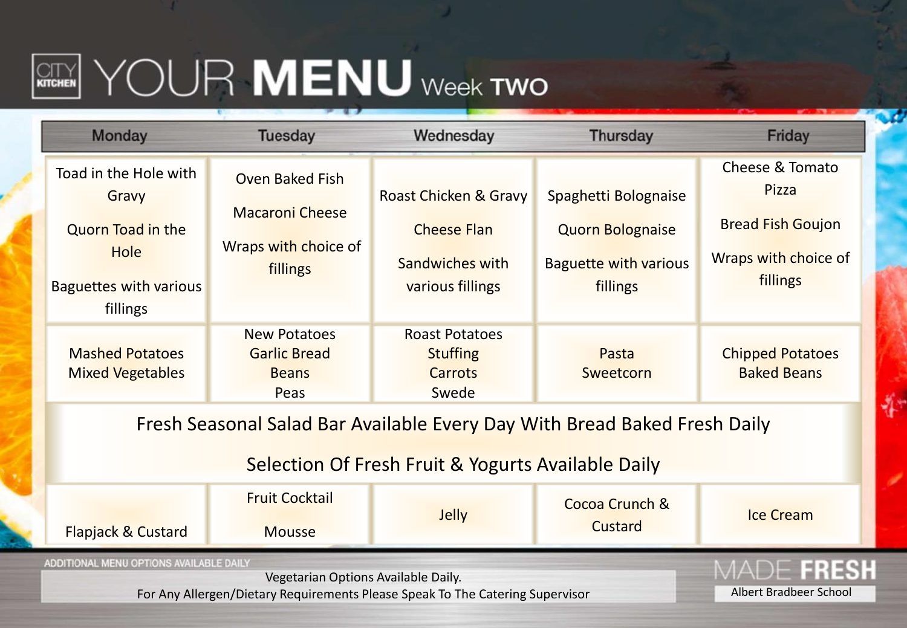# CITY KITCHEN YOUR MENU Week TWO

| Monday | Tuesday | Wednesday | Thursday | Friday |
|---|---|---|---|---|
| Toad in the Hole with Gravy<br><br>Quorn Toad in the Hole<br><br>Baguettes with various fillings | Oven Baked Fish<br><br>Macaroni Cheese<br><br>Wraps with choice of fillings | Roast Chicken & Gravy<br><br>Cheese Flan<br><br>Sandwiches with various fillings | Spaghetti Bolognaise<br><br>Quorn Bolognaise<br><br>Baguette with various fillings | Cheese & Tomato Pizza<br><br>Bread Fish Goujon<br><br>Wraps with choice of fillings |
| Mashed Potatoes<br>Mixed Vegetables | New Potatoes<br>Garlic Bread<br>Beans<br>Peas | Roast Potatoes<br>Stuffing<br>Carrots<br>Swede | Pasta<br>Sweetcorn | Chipped Potatoes<br>Baked Beans |
| Fresh Seasonal Salad Bar Available Every Day With Bread Baked Fresh Daily<br><br>Selection Of Fresh Fruit & Yogurts Available Daily | | | | |
| Flapjack & Custard | Fruit Cocktail<br><br>Mousse | Jelly | Cocoa Crunch & Custard | Ice Cream |

ADDITIONAL MENU OPTIONS AVAILABLE DAILY

Vegetarian Options Available Daily.
For Any Allergen/Dietary Requirements Please Speak To The Catering Supervisor

MADE FRESH

Albert Bradbeer School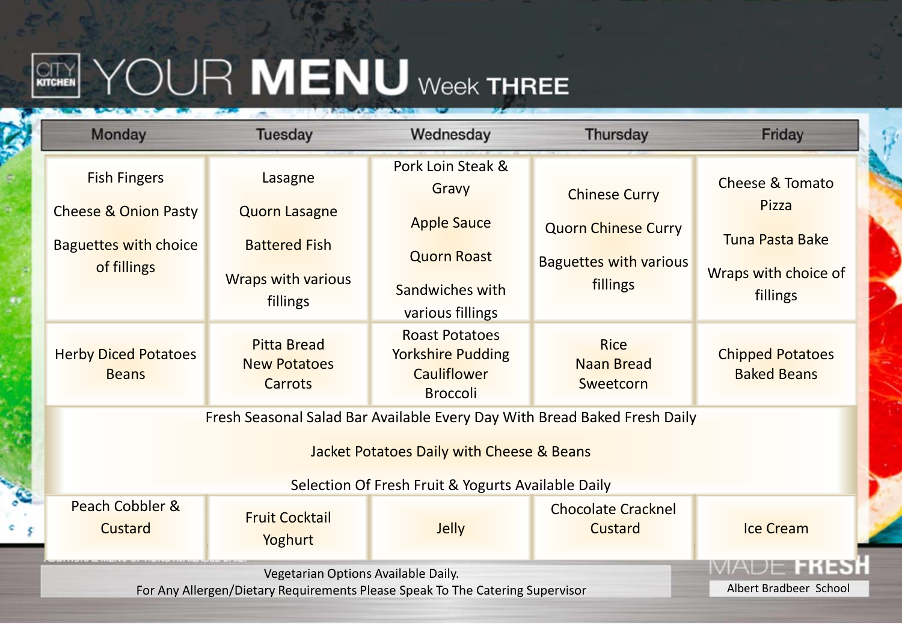# YOUR MENU Week THREE

| Monday | Tuesday | Wednesday | Thursday | Friday |
|---|---|---|---|---|
| Fish Fingers<br>Cheese & Onion Pasty<br>Baguettes with choice of fillings | Lasagne<br>Quorn Lasagne<br>Battered Fish<br>Wraps with various fillings | Pork Loin Steak & Gravy<br>Apple Sauce<br>Quorn Roast<br>Sandwiches with various fillings | Chinese Curry<br>Quorn Chinese Curry<br>Baguettes with various fillings | Cheese & Tomato Pizza<br>Tuna Pasta Bake<br>Wraps with choice of fillings |
| Herby Diced Potatoes<br>Beans | Pitta Bread<br>New Potatoes<br>Carrots | Roast Potatoes<br>Yorkshire Pudding<br>Cauliflower<br>Broccoli | Rice<br>Naan Bread<br>Sweetcorn | Chipped Potatoes<br>Baked Beans |
| Fresh Seasonal Salad Bar Available Every Day With Bread Baked Fresh Daily<br>Jacket Potatoes Daily with Cheese & Beans<br>Selection Of Fresh Fruit & Yogurts Available Daily | | | | |
| Peach Cobbler & Custard | Fruit Cocktail<br>Yoghurt | Jelly | Chocolate Cracknel<br>Custard | Ice Cream |

Vegetarian Options Available Daily.
For Any Allergen/Dietary Requirements Please Speak To The Catering Supervisor

MADE FRESH

Albert Bradbeer School